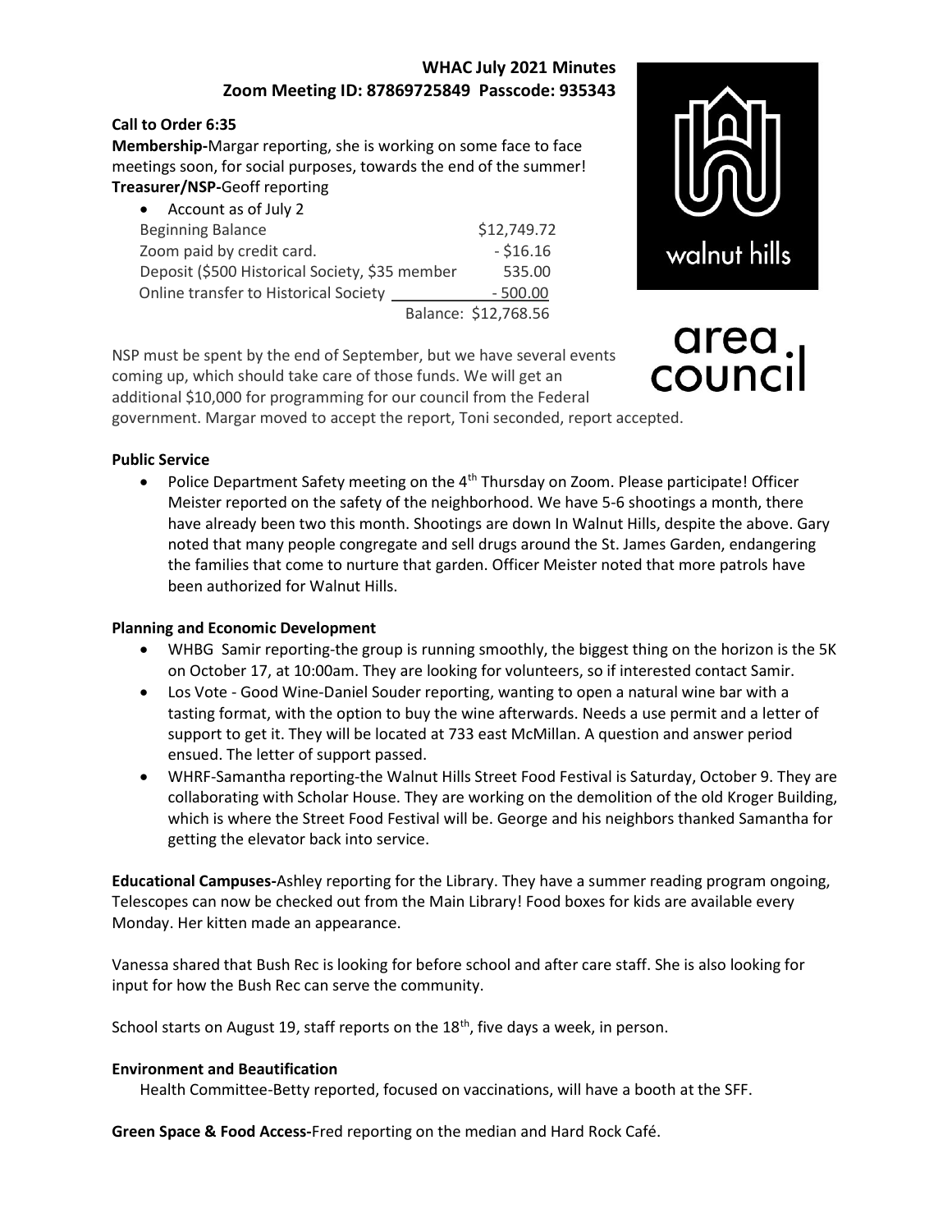# WHAC July 2021 Minutes
## Zoom Meeting ID: 87869725849 Passcode: 935343

walnut hills area council

**Call to Order 6:35**

**Membership-**Margar reporting, she is working on some face to face meetings soon, for social purposes, towards the end of the summer!

**Treasurer/NSP-**Geoff reporting

- Account as of July 2

| | |
|---|---|
| Beginning Balance | $12,749.72 |
| Zoom paid by credit card. | - $16.16 |
| Deposit ($500 Historical Society, $35 member | 535.00 |
| Online transfer to Historical Society | - 500.00 |
| | Balance: $12,768.56 |

NSP must be spent by the end of September, but we have several events coming up, which should take care of those funds. We will get an additional $10,000 for programming for our council from the Federal government. Margar moved to accept the report, Toni seconded, report accepted.

**Public Service**

- Police Department Safety meeting on the 4th Thursday on Zoom. Please participate! Officer Meister reported on the safety of the neighborhood. We have 5-6 shootings a month, there have already been two this month. Shootings are down In Walnut Hills, despite the above. Gary noted that many people congregate and sell drugs around the St. James Garden, endangering the families that come to nurture that garden. Officer Meister noted that more patrols have been authorized for Walnut Hills.

**Planning and Economic Development**

- WHBG Samir reporting-the group is running smoothly, the biggest thing on the horizon is the 5K on October 17, at 10:00am. They are looking for volunteers, so if interested contact Samir.
- Los Vote - Good Wine-Daniel Souder reporting, wanting to open a natural wine bar with a tasting format, with the option to buy the wine afterwards. Needs a use permit and a letter of support to get it. They will be located at 733 east McMillan. A question and answer period ensued. The letter of support passed.
- WHRF-Samantha reporting-the Walnut Hills Street Food Festival is Saturday, October 9. They are collaborating with Scholar House. They are working on the demolition of the old Kroger Building, which is where the Street Food Festival will be. George and his neighbors thanked Samantha for getting the elevator back into service.

**Educational Campuses-**Ashley reporting for the Library. They have a summer reading program ongoing, Telescopes can now be checked out from the Main Library! Food boxes for kids are available every Monday. Her kitten made an appearance.

Vanessa shared that Bush Rec is looking for before school and after care staff. She is also looking for input for how the Bush Rec can serve the community.

School starts on August 19, staff reports on the 18th, five days a week, in person.

**Environment and Beautification**

Health Committee-Betty reported, focused on vaccinations, will have a booth at the SFF.

**Green Space & Food Access-**Fred reporting on the median and Hard Rock Café.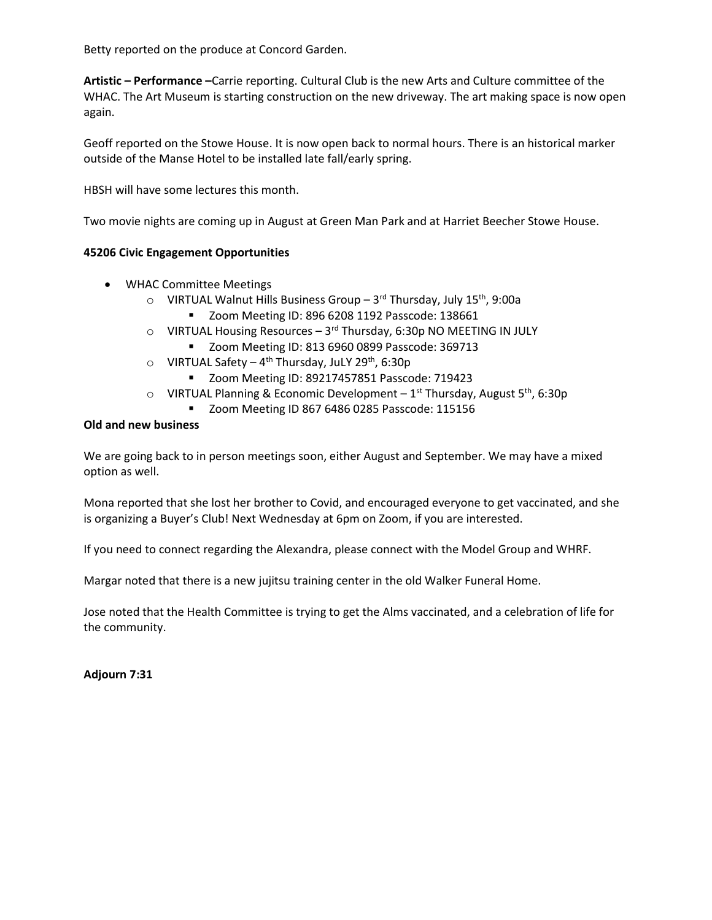Betty reported on the produce at Concord Garden.

**Artistic – Performance –**Carrie reporting. Cultural Club is the new Arts and Culture committee of the WHAC. The Art Museum is starting construction on the new driveway. The art making space is now open again.

Geoff reported on the Stowe House. It is now open back to normal hours. There is an historical marker outside of the Manse Hotel to be installed late fall/early spring.

HBSH will have some lectures this month.

Two movie nights are coming up in August at Green Man Park and at Harriet Beecher Stowe House.

**45206 Civic Engagement Opportunities**

- WHAC Committee Meetings
  - VIRTUAL Walnut Hills Business Group – 3rd Thursday, July 15th, 9:00a
    - Zoom Meeting ID: 896 6208 1192 Passcode: 138661
  - VIRTUAL Housing Resources – 3rd Thursday, 6:30p NO MEETING IN JULY
    - Zoom Meeting ID: 813 6960 0899 Passcode: 369713
  - VIRTUAL Safety – 4th Thursday, JuLY 29th, 6:30p
    - Zoom Meeting ID: 89217457851 Passcode: 719423
  - VIRTUAL Planning & Economic Development – 1st Thursday, August 5th, 6:30p
    - Zoom Meeting ID 867 6486 0285 Passcode: 115156

**Old and new business**

We are going back to in person meetings soon, either August and September. We may have a mixed option as well.

Mona reported that she lost her brother to Covid, and encouraged everyone to get vaccinated, and she is organizing a Buyer's Club! Next Wednesday at 6pm on Zoom, if you are interested.

If you need to connect regarding the Alexandra, please connect with the Model Group and WHRF.

Margar noted that there is a new jujitsu training center in the old Walker Funeral Home.

Jose noted that the Health Committee is trying to get the Alms vaccinated, and a celebration of life for the community.

**Adjourn 7:31**